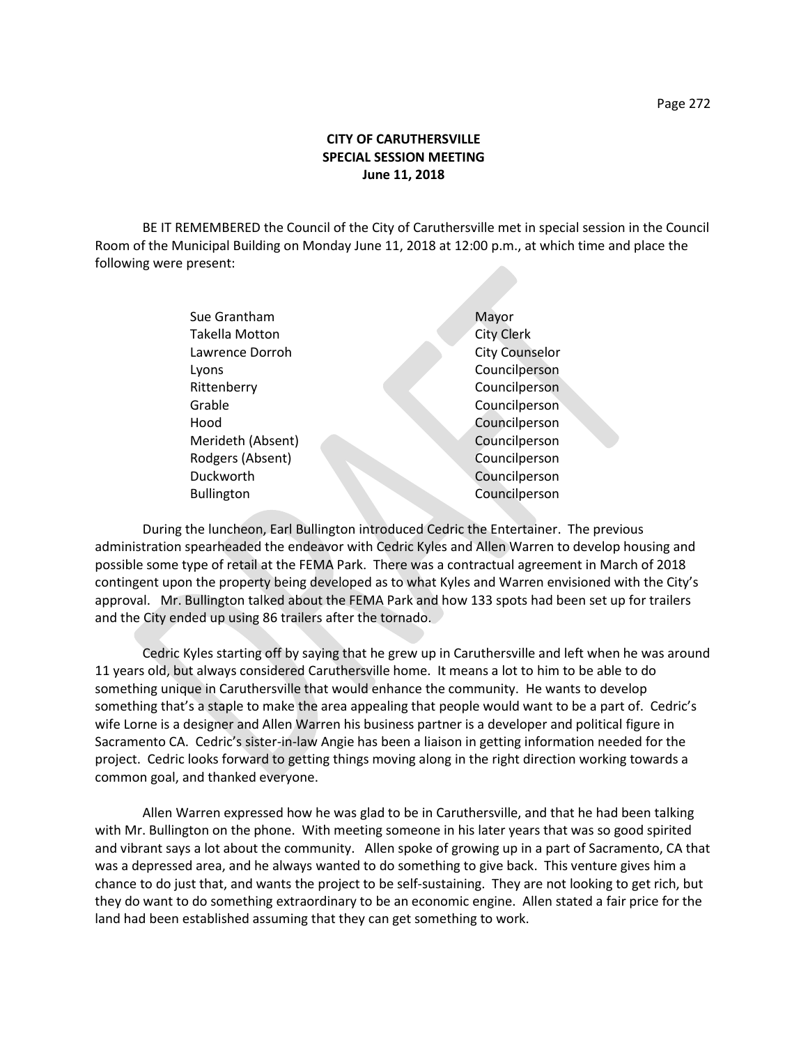**CITY OF CARUTHERSVILLE**
**SPECIAL SESSION MEETING**
**June 11, 2018**

BE IT REMEMBERED the Council of the City of Caruthersville met in special session in the Council Room of the Municipal Building on Monday June 11, 2018 at 12:00 p.m., at which time and place the following were present:

| | |
|---|---|
| Sue Grantham | Mayor |
| Takella Motton | City Clerk |
| Lawrence Dorroh | City Counselor |
| Lyons | Councilperson |
| Rittenberry | Councilperson |
| Grable | Councilperson |
| Hood | Councilperson |
| Merideth (Absent) | Councilperson |
| Rodgers (Absent) | Councilperson |
| Duckworth | Councilperson |
| Bullington | Councilperson |

During the luncheon, Earl Bullington introduced Cedric the Entertainer. The previous administration spearheaded the endeavor with Cedric Kyles and Allen Warren to develop housing and possible some type of retail at the FEMA Park. There was a contractual agreement in March of 2018 contingent upon the property being developed as to what Kyles and Warren envisioned with the City's approval. Mr. Bullington talked about the FEMA Park and how 133 spots had been set up for trailers and the City ended up using 86 trailers after the tornado.

Cedric Kyles starting off by saying that he grew up in Caruthersville and left when he was around 11 years old, but always considered Caruthersville home. It means a lot to him to be able to do something unique in Caruthersville that would enhance the community. He wants to develop something that's a staple to make the area appealing that people would want to be a part of. Cedric's wife Lorne is a designer and Allen Warren his business partner is a developer and political figure in Sacramento CA. Cedric's sister-in-law Angie has been a liaison in getting information needed for the project. Cedric looks forward to getting things moving along in the right direction working towards a common goal, and thanked everyone.

Allen Warren expressed how he was glad to be in Caruthersville, and that he had been talking with Mr. Bullington on the phone. With meeting someone in his later years that was so good spirited and vibrant says a lot about the community. Allen spoke of growing up in a part of Sacramento, CA that was a depressed area, and he always wanted to do something to give back. This venture gives him a chance to do just that, and wants the project to be self-sustaining. They are not looking to get rich, but they do want to do something extraordinary to be an economic engine. Allen stated a fair price for the land had been established assuming that they can get something to work.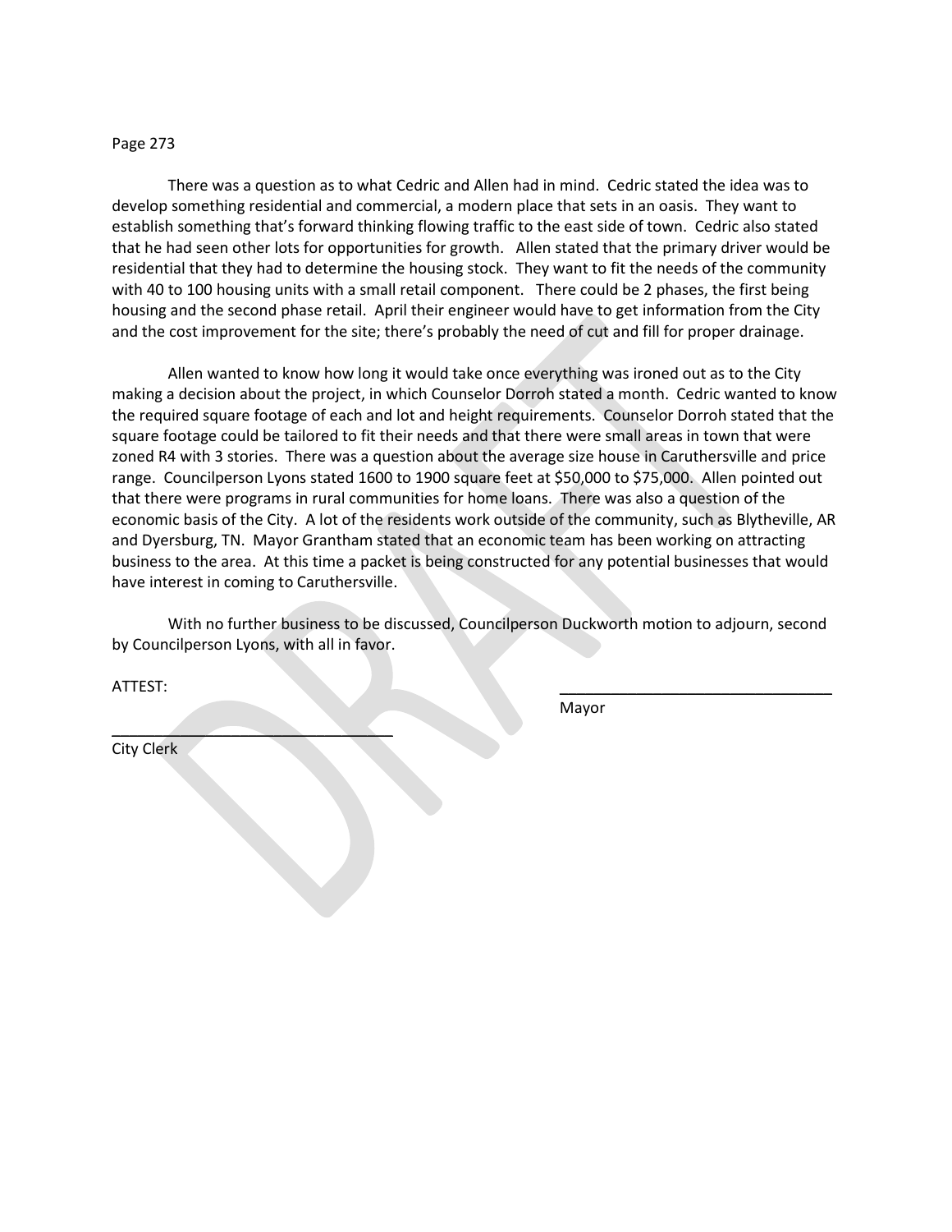There was a question as to what Cedric and Allen had in mind. Cedric stated the idea was to develop something residential and commercial, a modern place that sets in an oasis. They want to establish something that's forward thinking flowing traffic to the east side of town. Cedric also stated that he had seen other lots for opportunities for growth. Allen stated that the primary driver would be residential that they had to determine the housing stock. They want to fit the needs of the community with 40 to 100 housing units with a small retail component. There could be 2 phases, the first being housing and the second phase retail. April their engineer would have to get information from the City and the cost improvement for the site; there's probably the need of cut and fill for proper drainage.

Allen wanted to know how long it would take once everything was ironed out as to the City making a decision about the project, in which Counselor Dorroh stated a month. Cedric wanted to know the required square footage of each and lot and height requirements. Counselor Dorroh stated that the square footage could be tailored to fit their needs and that there were small areas in town that were zoned R4 with 3 stories. There was a question about the average size house in Caruthersville and price range. Councilperson Lyons stated 1600 to 1900 square feet at $50,000 to $75,000. Allen pointed out that there were programs in rural communities for home loans. There was also a question of the economic basis of the City. A lot of the residents work outside of the community, such as Blytheville, AR and Dyersburg, TN. Mayor Grantham stated that an economic team has been working on attracting business to the area. At this time a packet is being constructed for any potential businesses that would have interest in coming to Caruthersville.

With no further business to be discussed, Councilperson Duckworth motion to adjourn, second by Councilperson Lyons, with all in favor.

ATTEST:

\_\_\_\_\_\_\_\_\_\_\_\_\_\_\_\_\_\_\_\_\_\_\_\_\_\_\_\_\_\_\_\_
Mayor

\_\_\_\_\_\_\_\_\_\_\_\_\_\_\_\_\_\_\_\_\_\_\_\_\_\_\_\_\_\_\_\_
City Clerk